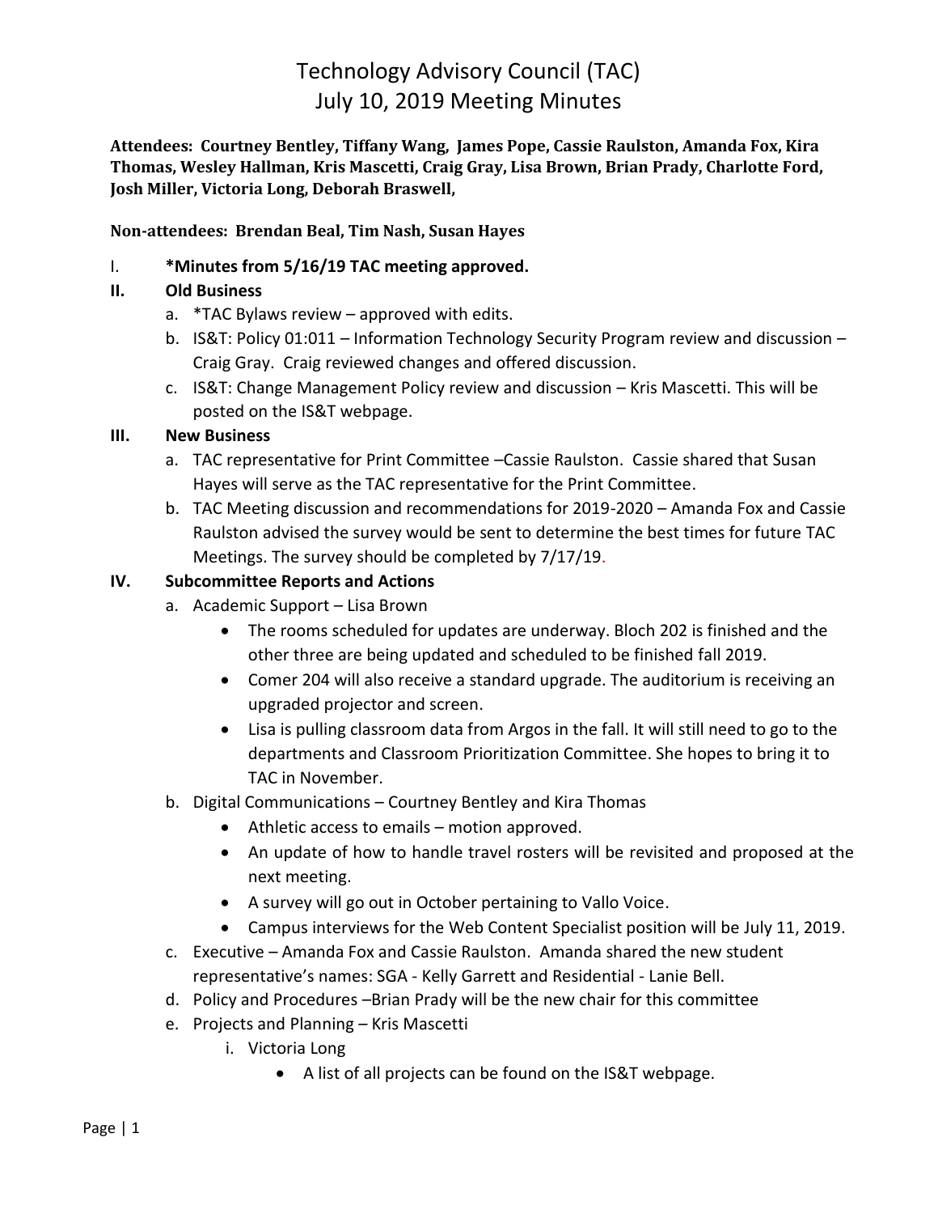# Technology Advisory Council (TAC)
# July 10, 2019 Meeting Minutes

**Attendees: Courtney Bentley, Tiffany Wang, James Pope, Cassie Raulston, Amanda Fox, Kira Thomas, Wesley Hallman, Kris Mascetti, Craig Gray, Lisa Brown, Brian Prady, Charlotte Ford, Josh Miller, Victoria Long, Deborah Braswell,**

**Non-attendees: Brendan Beal, Tim Nash, Susan Hayes**

I. **\*Minutes from 5/16/19 TAC meeting approved.**

**II. Old Business**

a. *TAC Bylaws review – approved with edits.
b. IS&T: Policy 01:011 – Information Technology Security Program review and discussion – Craig Gray. Craig reviewed changes and offered discussion.
c. IS&T: Change Management Policy review and discussion – Kris Mascetti. This will be posted on the IS&T webpage.

**III. New Business**

a. TAC representative for Print Committee –Cassie Raulston. Cassie shared that Susan Hayes will serve as the TAC representative for the Print Committee.
b. TAC Meeting discussion and recommendations for 2019-2020 – Amanda Fox and Cassie Raulston advised the survey would be sent to determine the best times for future TAC Meetings. The survey should be completed by 7/17/19.

**IV. Subcommittee Reports and Actions**

a. Academic Support – Lisa Brown
   - The rooms scheduled for updates are underway. Bloch 202 is finished and the other three are being updated and scheduled to be finished fall 2019.
   - Comer 204 will also receive a standard upgrade. The auditorium is receiving an upgraded projector and screen.
   - Lisa is pulling classroom data from Argos in the fall. It will still need to go to the departments and Classroom Prioritization Committee. She hopes to bring it to TAC in November.

b. Digital Communications – Courtney Bentley and Kira Thomas
   - Athletic access to emails – motion approved.
   - An update of how to handle travel rosters will be revisited and proposed at the next meeting.
   - A survey will go out in October pertaining to Vallo Voice.
   - Campus interviews for the Web Content Specialist position will be July 11, 2019.

c. Executive – Amanda Fox and Cassie Raulston. Amanda shared the new student representative's names: SGA - Kelly Garrett and Residential - Lanie Bell.

d. Policy and Procedures –Brian Prady will be the new chair for this committee

e. Projects and Planning – Kris Mascetti
   i. Victoria Long
      - A list of all projects can be found on the IS&T webpage.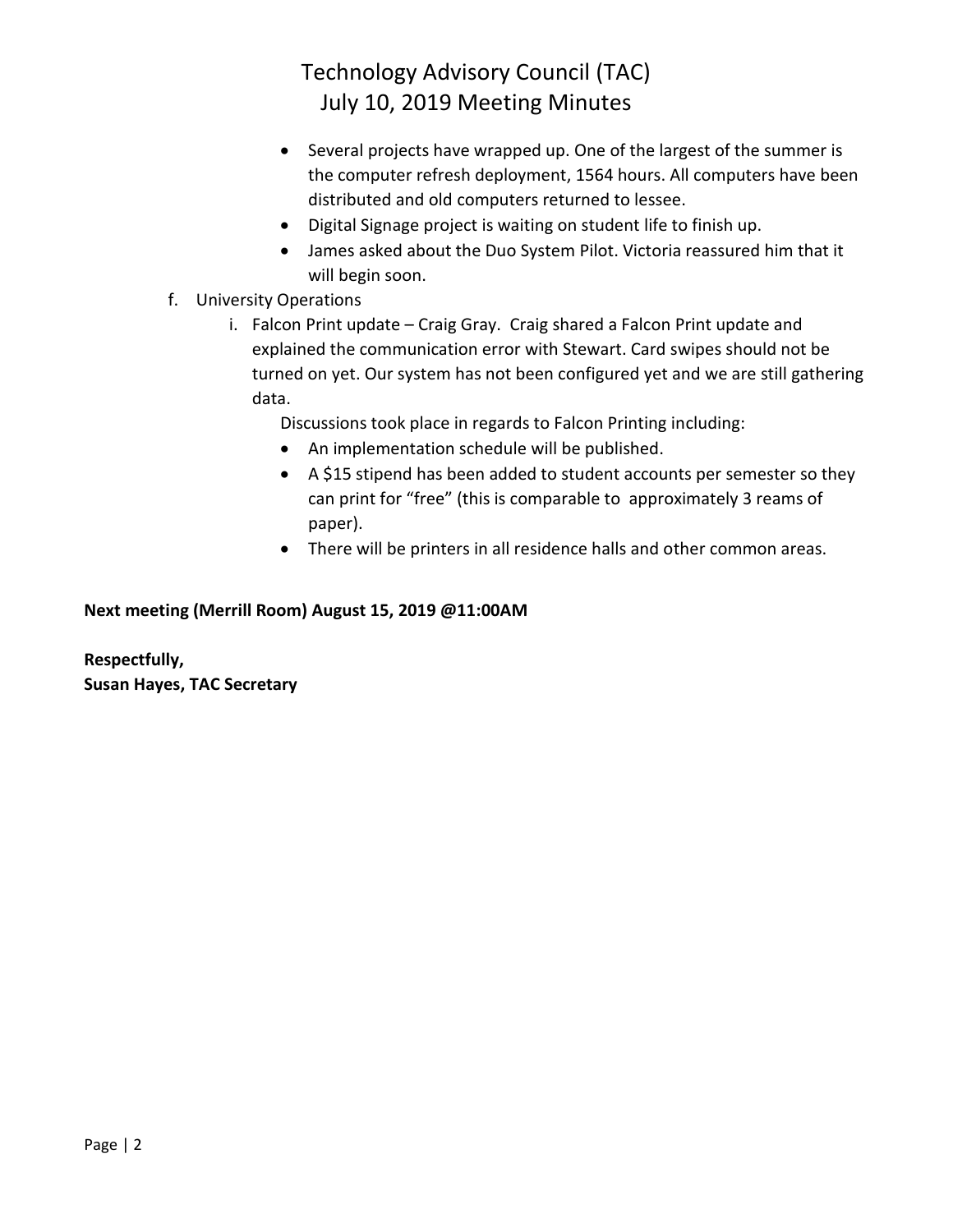- Several projects have wrapped up. One of the largest of the summer is the computer refresh deployment, 1564 hours. All computers have been distributed and old computers returned to lessee.
- Digital Signage project is waiting on student life to finish up.
- James asked about the Duo System Pilot. Victoria reassured him that it will begin soon.

f. University Operations

   i. Falcon Print update – Craig Gray. Craig shared a Falcon Print update and explained the communication error with Stewart. Card swipes should not be turned on yet. Our system has not been configured yet and we are still gathering data.

      Discussions took place in regards to Falcon Printing including:

      - An implementation schedule will be published.
      - A $15 stipend has been added to student accounts per semester so they can print for "free" (this is comparable to approximately 3 reams of paper).
      - There will be printers in all residence halls and other common areas.

**Next meeting (Merrill Room) August 15, 2019 @11:00AM**

**Respectfully,**
**Susan Hayes, TAC Secretary**